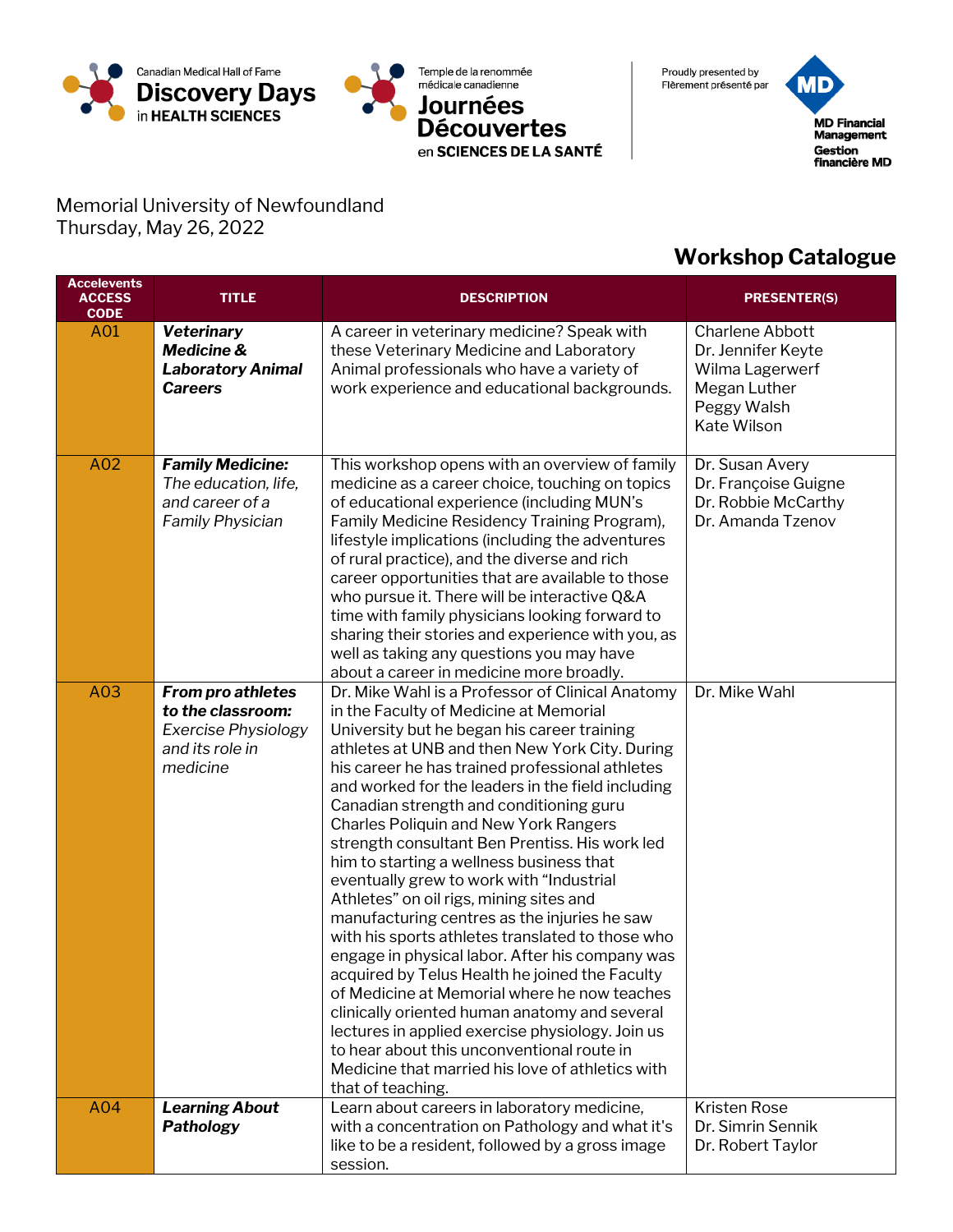Canadian Medical Hall of Fame **Discovery Days** in **HEALTH SCIENCES**

Temple de la renommée médicale canadienne **Journées Découvertes** en **SCIENCES DE LA SANTÉ**

Proudly presented by / Fièrement présenté par **MD Financial Management / Gestion financière MD**

Memorial University of Newfoundland
Thursday, May 26, 2022

## Workshop Catalogue

| Accelevents ACCESS CODE | TITLE | DESCRIPTION | PRESENTER(S) |
|---|---|---|---|
| A01 | ***Veterinary Medicine & Laboratory Animal Careers*** | A career in veterinary medicine? Speak with these Veterinary Medicine and Laboratory Animal professionals who have a variety of work experience and educational backgrounds. | Charlene Abbott<br>Dr. Jennifer Keyte<br>Wilma Lagerwerf<br>Megan Luther<br>Peggy Walsh<br>Kate Wilson |
| A02 | ***Family Medicine:*** *The education, life, and career of a Family Physician* | This workshop opens with an overview of family medicine as a career choice, touching on topics of educational experience (including MUN's Family Medicine Residency Training Program), lifestyle implications (including the adventures of rural practice), and the diverse and rich career opportunities that are available to those who pursue it. There will be interactive Q&A time with family physicians looking forward to sharing their stories and experience with you, as well as taking any questions you may have about a career in medicine more broadly. | Dr. Susan Avery<br>Dr. Françoise Guigne<br>Dr. Robbie McCarthy<br>Dr. Amanda Tzenov |
| A03 | ***From pro athletes to the classroom:*** *Exercise Physiology and its role in medicine* | Dr. Mike Wahl is a Professor of Clinical Anatomy in the Faculty of Medicine at Memorial University but he began his career training athletes at UNB and then New York City. During his career he has trained professional athletes and worked for the leaders in the field including Canadian strength and conditioning guru Charles Poliquin and New York Rangers strength consultant Ben Prentiss. His work led him to starting a wellness business that eventually grew to work with "Industrial Athletes" on oil rigs, mining sites and manufacturing centres as the injuries he saw with his sports athletes translated to those who engage in physical labor. After his company was acquired by Telus Health he joined the Faculty of Medicine at Memorial where he now teaches clinically oriented human anatomy and several lectures in applied exercise physiology. Join us to hear about this unconventional route in Medicine that married his love of athletics with that of teaching. | Dr. Mike Wahl |
| A04 | ***Learning About Pathology*** | Learn about careers in laboratory medicine, with a concentration on Pathology and what it's like to be a resident, followed by a gross image session. | Kristen Rose<br>Dr. Simrin Sennik<br>Dr. Robert Taylor |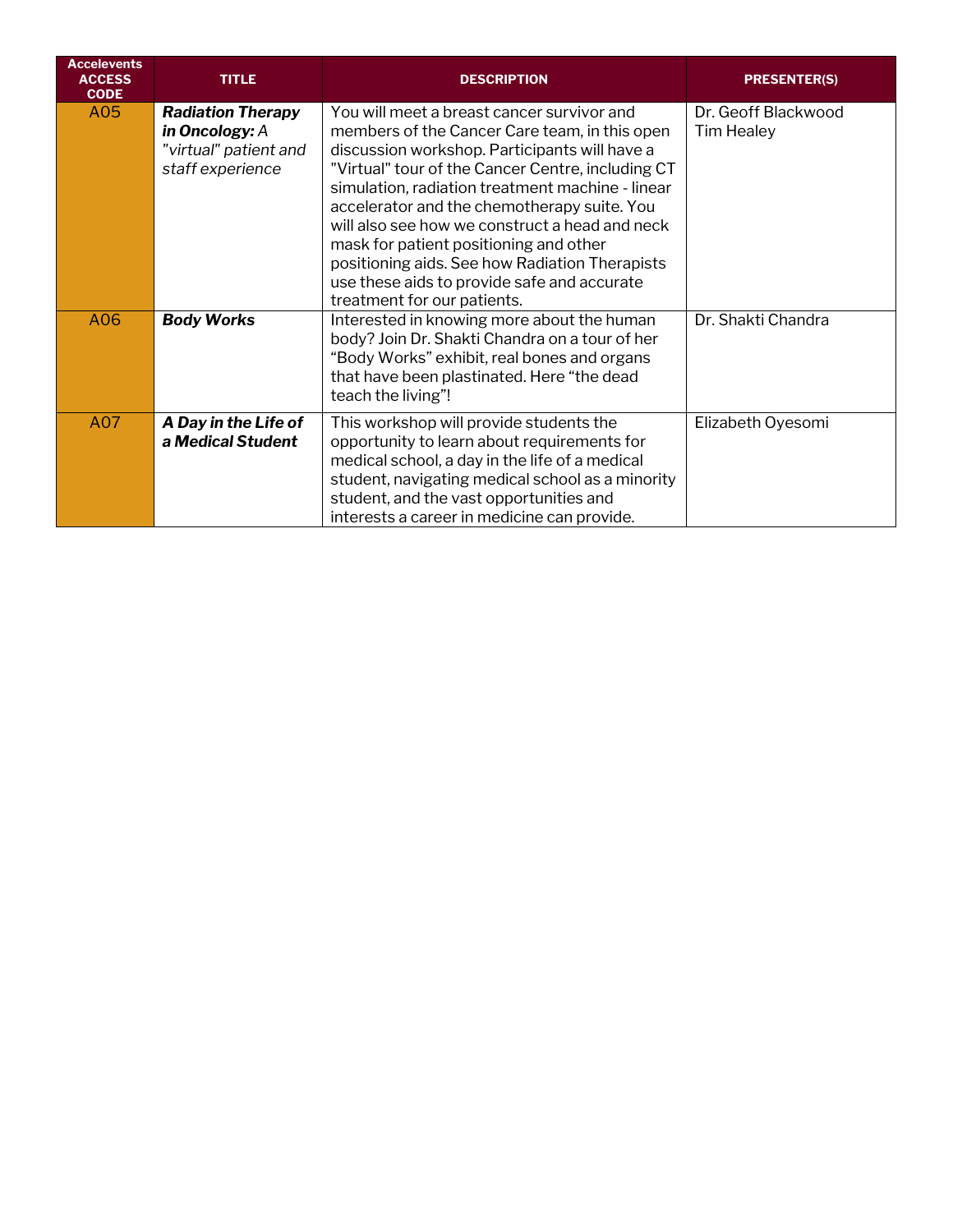| Accelevents ACCESS CODE | TITLE | DESCRIPTION | PRESENTER(S) |
|---|---|---|---|
| A05 | ***Radiation Therapy in Oncology:*** *A "virtual" patient and staff experience* | You will meet a breast cancer survivor and members of the Cancer Care team, in this open discussion workshop. Participants will have a "Virtual" tour of the Cancer Centre, including CT simulation, radiation treatment machine - linear accelerator and the chemotherapy suite. You will also see how we construct a head and neck mask for patient positioning and other positioning aids. See how Radiation Therapists use these aids to provide safe and accurate treatment for our patients. | Dr. Geoff Blackwood<br>Tim Healey |
| A06 | ***Body Works*** | Interested in knowing more about the human body? Join Dr. Shakti Chandra on a tour of her "Body Works" exhibit, real bones and organs that have been plastinated. Here "the dead teach the living"! | Dr. Shakti Chandra |
| A07 | ***A Day in the Life of a Medical Student*** | This workshop will provide students the opportunity to learn about requirements for medical school, a day in the life of a medical student, navigating medical school as a minority student, and the vast opportunities and interests a career in medicine can provide. | Elizabeth Oyesomi |